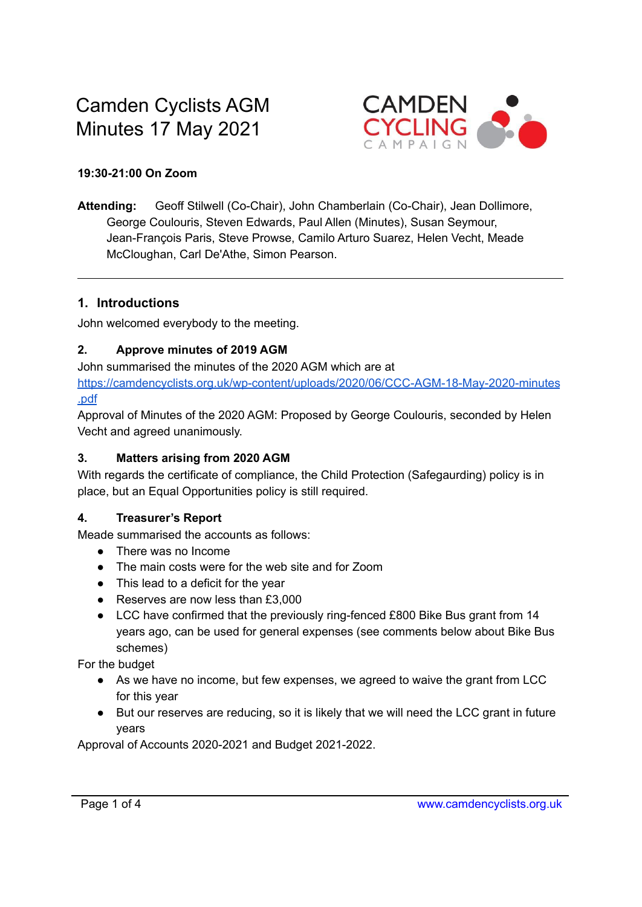# Camden Cyclists AGM
# Minutes 17 May 2021

**19:30-21:00 On Zoom**

**Attending:** Geoff Stilwell (Co-Chair), John Chamberlain (Co-Chair), Jean Dollimore, George Coulouris, Steven Edwards, Paul Allen (Minutes), Susan Seymour, Jean-François Paris, Steve Prowse, Camilo Arturo Suarez, Helen Vecht, Meade McCloughan, Carl De'Athe, Simon Pearson.

---

## 1. Introductions

John welcomed everybody to the meeting.

### 2. Approve minutes of 2019 AGM

John summarised the minutes of the 2020 AGM which are at [https://camdencyclists.org.uk/wp-content/uploads/2020/06/CCC-AGM-18-May-2020-minutes.pdf](https://camdencyclists.org.uk/wp-content/uploads/2020/06/CCC-AGM-18-May-2020-minutes.pdf)

Approval of Minutes of the 2020 AGM: Proposed by George Coulouris, seconded by Helen Vecht and agreed unanimously.

### 3. Matters arising from 2020 AGM

With regards the certificate of compliance, the Child Protection (Safegaurding) policy is in place, but an Equal Opportunities policy is still required.

### 4. Treasurer's Report

Meade summarised the accounts as follows:

- There was no Income
- The main costs were for the web site and for Zoom
- This lead to a deficit for the year
- Reserves are now less than £3,000
- LCC have confirmed that the previously ring-fenced £800 Bike Bus grant from 14 years ago, can be used for general expenses (see comments below about Bike Bus schemes)

For the budget

- As we have no income, but few expenses, we agreed to waive the grant from LCC for this year
- But our reserves are reducing, so it is likely that we will need the LCC grant in future years

Approval of Accounts 2020-2021 and Budget 2021-2022.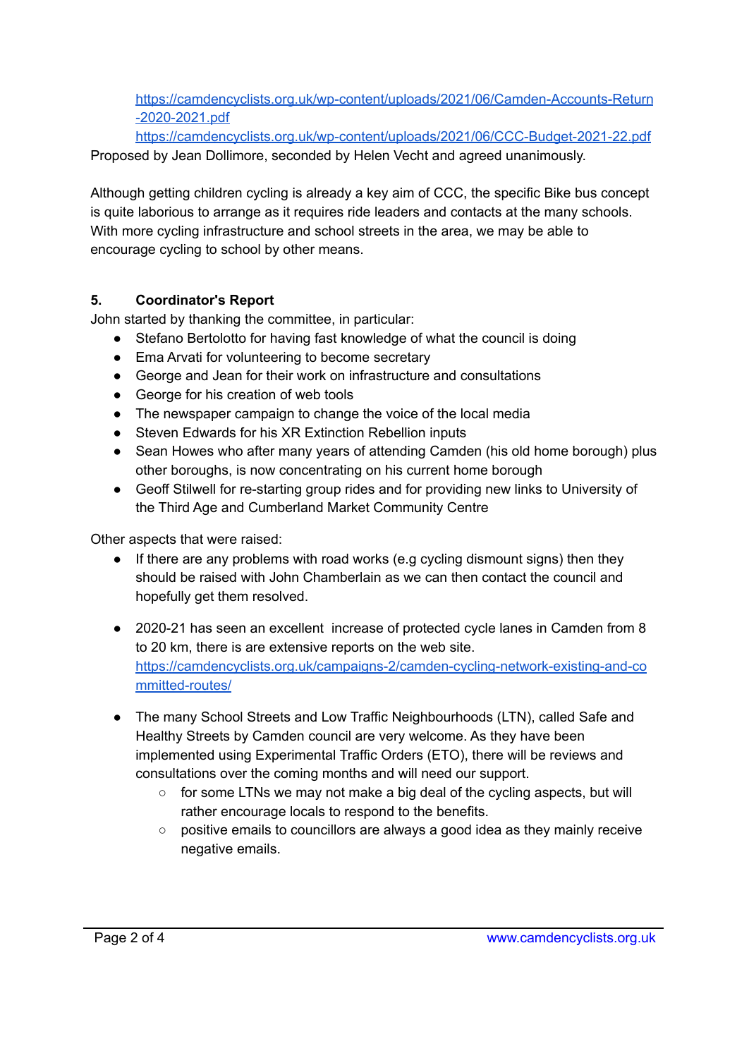https://camdencyclists.org.uk/wp-content/uploads/2021/06/Camden-Accounts-Return-2020-2021.pdf
https://camdencyclists.org.uk/wp-content/uploads/2021/06/CCC-Budget-2021-22.pdf

Proposed by Jean Dollimore, seconded by Helen Vecht and agreed unanimously.

Although getting children cycling is already a key aim of CCC, the specific Bike bus concept is quite laborious to arrange as it requires ride leaders and contacts at the many schools. With more cycling infrastructure and school streets in the area, we may be able to encourage cycling to school by other means.

## 5. Coordinator's Report

John started by thanking the committee, in particular:

- Stefano Bertolotto for having fast knowledge of what the council is doing
- Ema Arvati for volunteering to become secretary
- George and Jean for their work on infrastructure and consultations
- George for his creation of web tools
- The newspaper campaign to change the voice of the local media
- Steven Edwards for his XR Extinction Rebellion inputs
- Sean Howes who after many years of attending Camden (his old home borough) plus other boroughs, is now concentrating on his current home borough
- Geoff Stilwell for re-starting group rides and for providing new links to University of the Third Age and Cumberland Market Community Centre

Other aspects that were raised:

- If there are any problems with road works (e.g cycling dismount signs) then they should be raised with John Chamberlain as we can then contact the council and hopefully get them resolved.

- 2020-21 has seen an excellent increase of protected cycle lanes in Camden from 8 to 20 km, there is are extensive reports on the web site. https://camdencyclists.org.uk/campaigns-2/camden-cycling-network-existing-and-committed-routes/

- The many School Streets and Low Traffic Neighbourhoods (LTN), called Safe and Healthy Streets by Camden council are very welcome. As they have been implemented using Experimental Traffic Orders (ETO), there will be reviews and consultations over the coming months and will need our support.
  - for some LTNs we may not make a big deal of the cycling aspects, but will rather encourage locals to respond to the benefits.
  - positive emails to councillors are always a good idea as they mainly receive negative emails.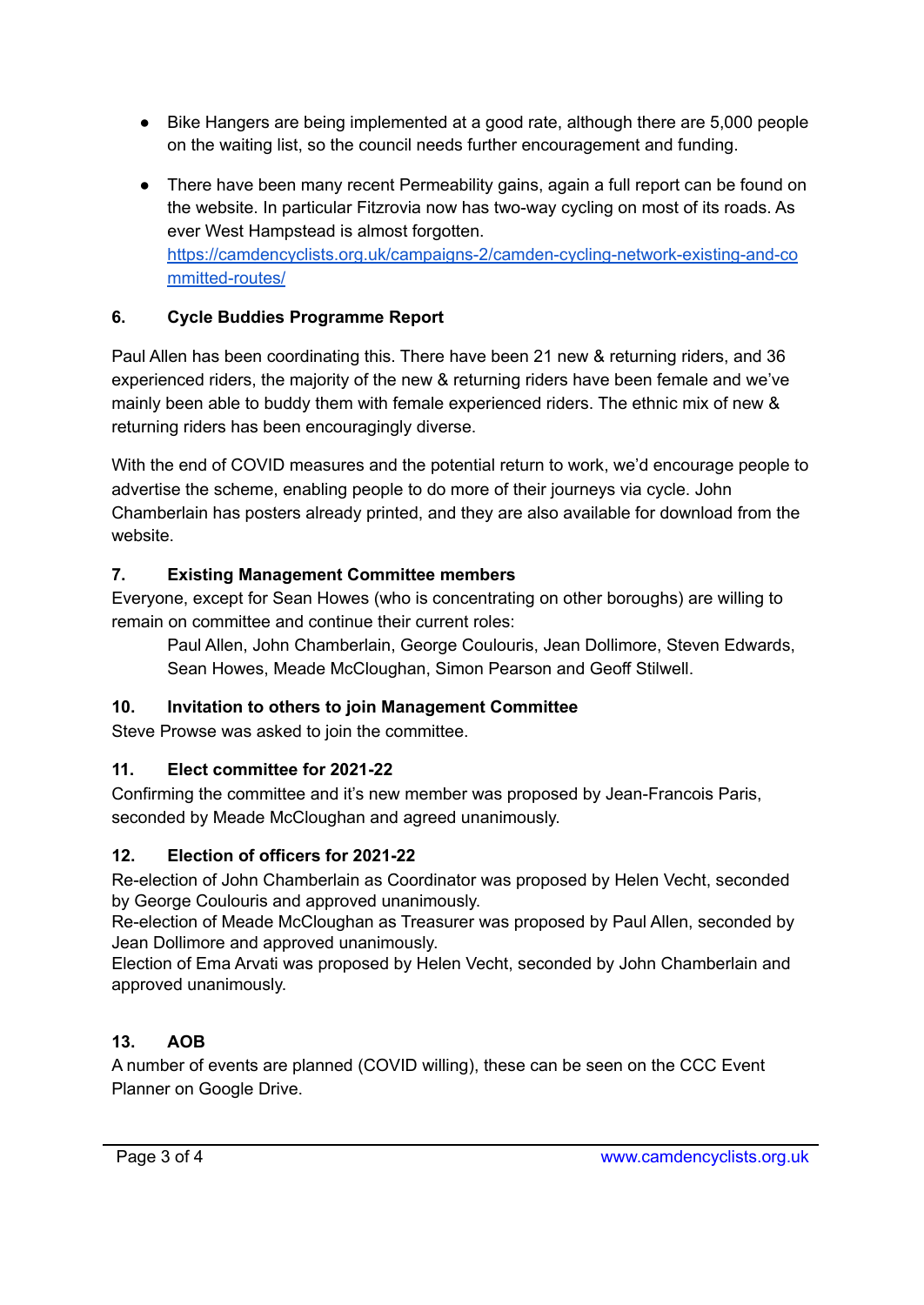- Bike Hangers are being implemented at a good rate, although there are 5,000 people on the waiting list, so the council needs further encouragement and funding.
- There have been many recent Permeability gains, again a full report can be found on the website. In particular Fitzrovia now has two-way cycling on most of its roads. As ever West Hampstead is almost forgotten. https://camdencyclists.org.uk/campaigns-2/camden-cycling-network-existing-and-committed-routes/

### 6. Cycle Buddies Programme Report

Paul Allen has been coordinating this. There have been 21 new & returning riders, and 36 experienced riders, the majority of the new & returning riders have been female and we've mainly been able to buddy them with female experienced riders. The ethnic mix of new & returning riders has been encouragingly diverse.

With the end of COVID measures and the potential return to work, we'd encourage people to advertise the scheme, enabling people to do more of their journeys via cycle. John Chamberlain has posters already printed, and they are also available for download from the website.

### 7. Existing Management Committee members

Everyone, except for Sean Howes (who is concentrating on other boroughs) are willing to remain on committee and continue their current roles:

> Paul Allen, John Chamberlain, George Coulouris, Jean Dollimore, Steven Edwards, Sean Howes, Meade McCloughan, Simon Pearson and Geoff Stilwell.

### 10. Invitation to others to join Management Committee

Steve Prowse was asked to join the committee.

### 11. Elect committee for 2021-22

Confirming the committee and it's new member was proposed by Jean-Francois Paris, seconded by Meade McCloughan and agreed unanimously.

### 12. Election of officers for 2021-22

Re-election of John Chamberlain as Coordinator was proposed by Helen Vecht, seconded by George Coulouris and approved unanimously.
Re-election of Meade McCloughan as Treasurer was proposed by Paul Allen, seconded by Jean Dollimore and approved unanimously.
Election of Ema Arvati was proposed by Helen Vecht, seconded by John Chamberlain and approved unanimously.

### 13. AOB

A number of events are planned (COVID willing), these can be seen on the CCC Event Planner on Google Drive.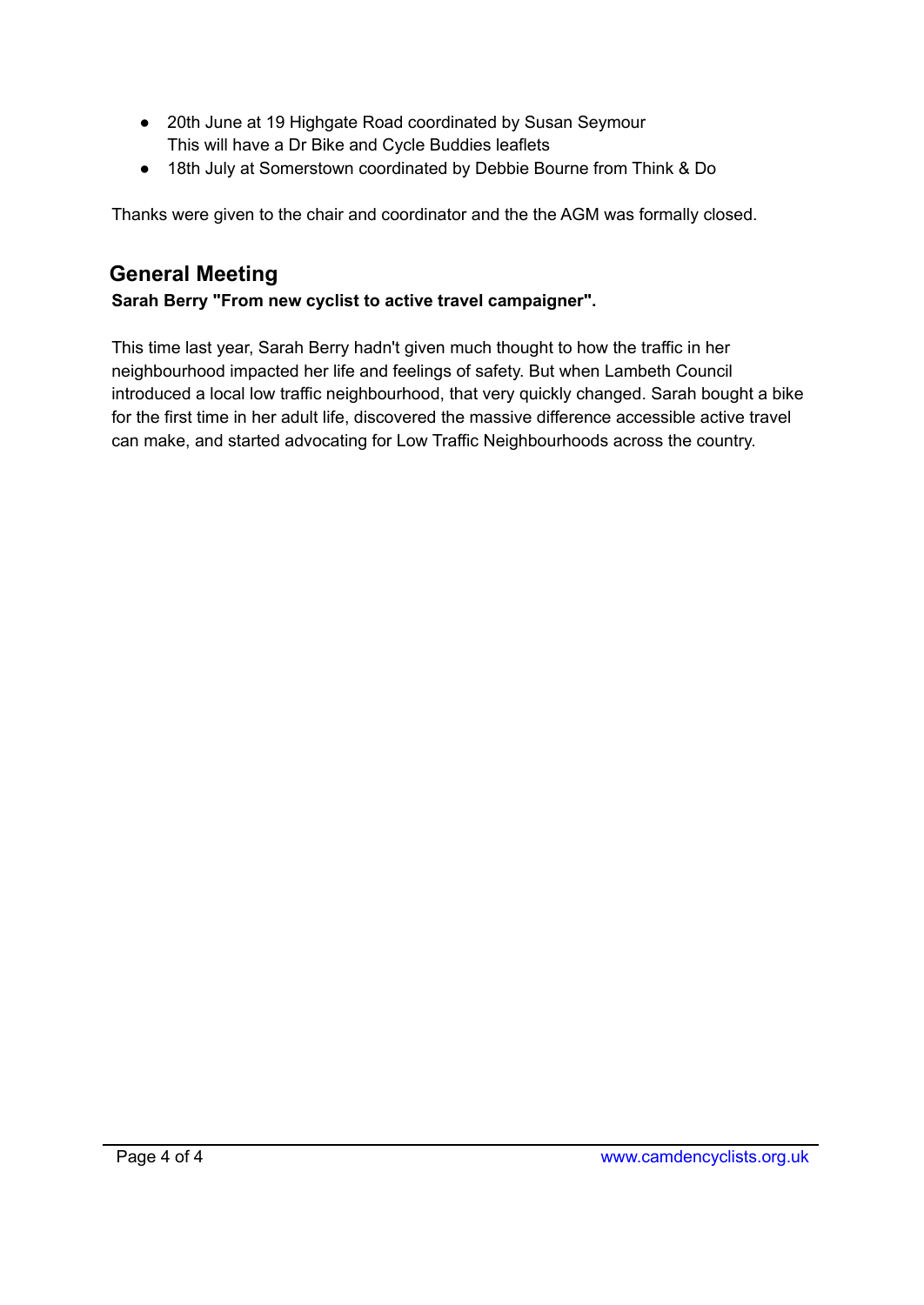- 20th June at 19 Highgate Road coordinated by Susan Seymour
  This will have a Dr Bike and Cycle Buddies leaflets
- 18th July at Somerstown coordinated by Debbie Bourne from Think & Do

Thanks were given to the chair and coordinator and the the AGM was formally closed.

## General Meeting

**Sarah Berry "From new cyclist to active travel campaigner".**

This time last year, Sarah Berry hadn't given much thought to how the traffic in her neighbourhood impacted her life and feelings of safety. But when Lambeth Council introduced a local low traffic neighbourhood, that very quickly changed. Sarah bought a bike for the first time in her adult life, discovered the massive difference accessible active travel can make, and started advocating for Low Traffic Neighbourhoods across the country.